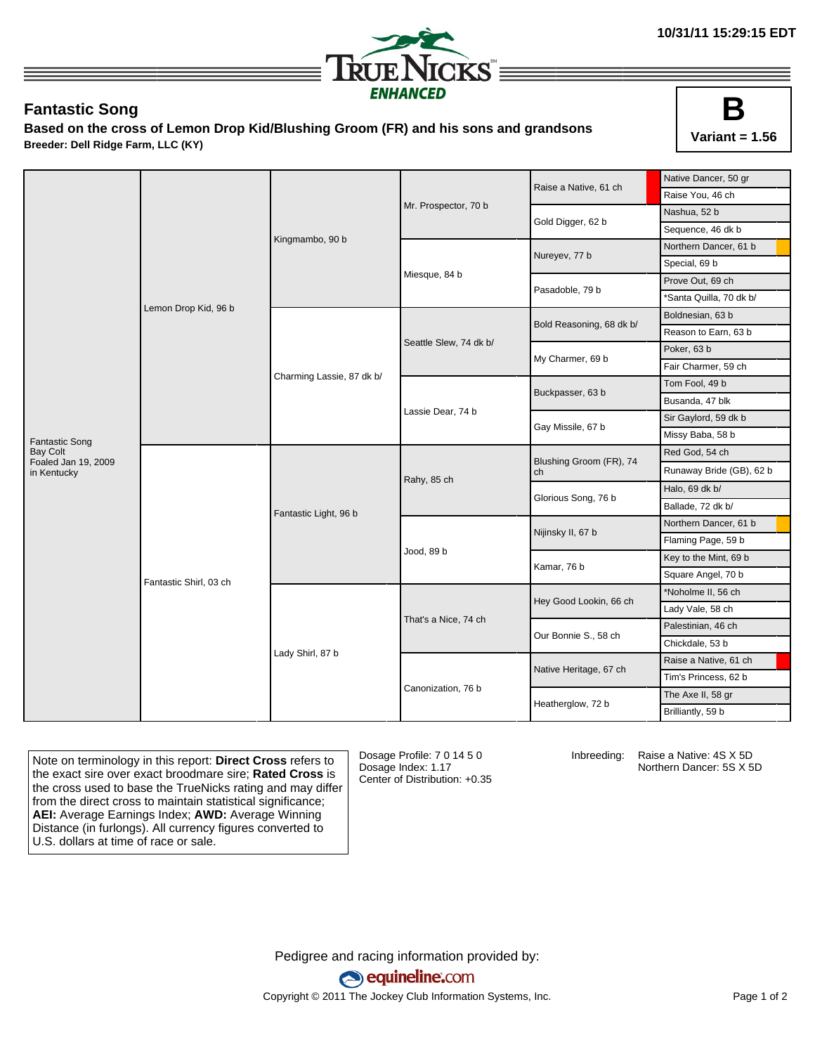10/31/11 15:29:15 EDT

# Fantastic Song

**Based on the cross of Lemon Drop Kid/Blushing Groom (FR) and his sons and grandsons**

**Breeder: Dell Ridge Farm, LLC (KY)**

**B**

**Variant = 1.56**

| | | | | | |
|---|---|---|---|---|---|
| Fantastic Song<br>Bay Colt<br>Foaled Jan 19, 2009<br>in Kentucky | Lemon Drop Kid, 96 b | Kingmambo, 90 b | Mr. Prospector, 70 b | Raise a Native, 61 ch | Native Dancer, 50 gr |
| | | | | | Raise You, 46 ch |
| | | | | Gold Digger, 62 b | Nashua, 52 b |
| | | | | | Sequence, 46 dk b |
| | | | Miesque, 84 b | Nureyev, 77 b | Northern Dancer, 61 b |
| | | | | | Special, 69 b |
| | | | | Pasadoble, 79 b | Prove Out, 69 ch |
| | | | | | *Santa Quilla, 70 dk b/ |
| | | Charming Lassie, 87 dk b/ | Seattle Slew, 74 dk b/ | Bold Reasoning, 68 dk b/ | Boldnesian, 63 b |
| | | | | | Reason to Earn, 63 b |
| | | | | My Charmer, 69 b | Poker, 63 b |
| | | | | | Fair Charmer, 59 ch |
| | | | Lassie Dear, 74 b | Buckpasser, 63 b | Tom Fool, 49 b |
| | | | | | Busanda, 47 blk |
| | | | | Gay Missile, 67 b | Sir Gaylord, 59 dk b |
| | | | | | Missy Baba, 58 b |
| | Fantastic Shirl, 03 ch | Fantastic Light, 96 b | Rahy, 85 ch | Blushing Groom (FR), 74 ch | Red God, 54 ch |
| | | | | | Runaway Bride (GB), 62 b |
| | | | | Glorious Song, 76 b | Halo, 69 dk b/ |
| | | | | | Ballade, 72 dk b/ |
| | | | Jood, 89 b | Nijinsky II, 67 b | Northern Dancer, 61 b |
| | | | | | Flaming Page, 59 b |
| | | | | Kamar, 76 b | Key to the Mint, 69 b |
| | | | | | Square Angel, 70 b |
| | | Lady Shirl, 87 b | That's a Nice, 74 ch | Hey Good Lookin, 66 ch | *Noholme II, 56 ch |
| | | | | | Lady Vale, 58 ch |
| | | | | Our Bonnie S., 58 ch | Palestinian, 46 ch |
| | | | | | Chickdale, 53 b |
| | | | Canonization, 76 b | Native Heritage, 67 ch | Raise a Native, 61 ch |
| | | | | | Tim's Princess, 62 b |
| | | | | Heatherglow, 72 b | The Axe II, 58 gr |
| | | | | | Brilliantly, 59 b |

Note on terminology in this report: **Direct Cross** refers to the exact sire over exact broodmare sire; **Rated Cross** is the cross used to base the TrueNicks rating and may differ from the direct cross to maintain statistical significance; **AEI:** Average Earnings Index; **AWD:** Average Winning Distance (in furlongs). All currency figures converted to U.S. dollars at time of race or sale.

Dosage Profile: 7 0 14 5 0
Dosage Index: 1.17
Center of Distribution: +0.35

Inbreeding: Raise a Native: 4S X 5D
Northern Dancer: 5S X 5D

Pedigree and racing information provided by:
equineline.com
Copyright © 2011 The Jockey Club Information Systems, Inc.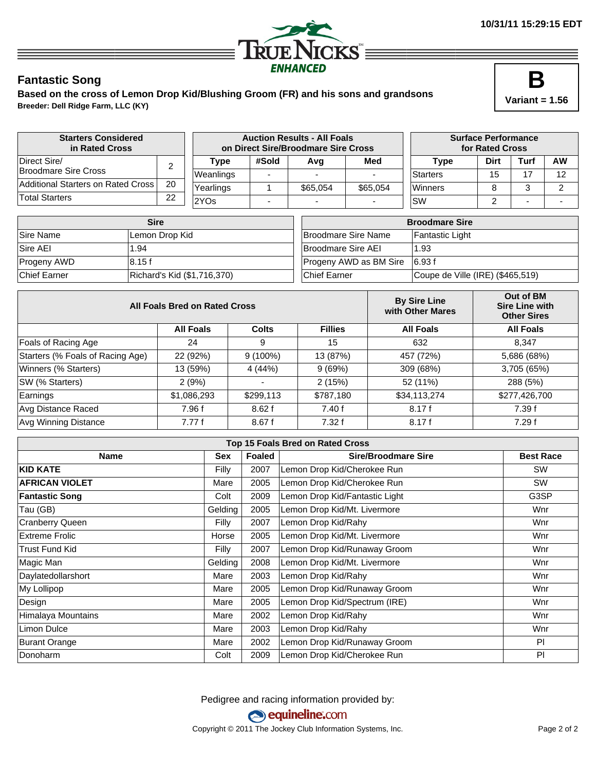10/31/11 15:29:15 EDT

TRUE NICKS ENHANCED

## Fantastic Song

**Based on the cross of Lemon Drop Kid/Blushing Groom (FR) and his sons and grandsons**

**Breeder: Dell Ridge Farm, LLC (KY)**

**B**

**Variant = 1.56**

| Starters Considered in Rated Cross | |
|---|---|
| Direct Sire/ Broodmare Sire Cross | 2 |
| Additional Starters on Rated Cross | 20 |
| Total Starters | 22 |

| Auction Results - All Foals on Direct Sire/Broodmare Sire Cross | | | |
|---|---|---|---|
| Type | #Sold | Avg | Med |
| Weanlings | - | - | - |
| Yearlings | 1 | $65,054 | $65,054 |
| 2YOs | - | - | - |

| Surface Performance for Rated Cross | | | |
|---|---|---|---|
| Type | Dirt | Turf | AW |
| Starters | 15 | 17 | 12 |
| Winners | 8 | 3 | 2 |
| SW | 2 | - | - |

| Sire | |
|---|---|
| Sire Name | Lemon Drop Kid |
| Sire AEI | 1.94 |
| Progeny AWD | 8.15 f |
| Chief Earner | Richard's Kid ($1,716,370) |

| Broodmare Sire | |
|---|---|
| Broodmare Sire Name | Fantastic Light |
| Broodmare Sire AEI | 1.93 |
| Progeny AWD as BM Sire | 6.93 f |
| Chief Earner | Coupe de Ville (IRE) ($465,519) |

| All Foals Bred on Rated Cross | | | | By Sire Line with Other Mares | Out of BM Sire Line with Other Sires |
|---|---|---|---|---|---|
| | All Foals | Colts | Fillies | All Foals | All Foals |
| Foals of Racing Age | 24 | 9 | 15 | 632 | 8,347 |
| Starters (% Foals of Racing Age) | 22 (92%) | 9 (100%) | 13 (87%) | 457 (72%) | 5,686 (68%) |
| Winners (% Starters) | 13 (59%) | 4 (44%) | 9 (69%) | 309 (68%) | 3,705 (65%) |
| SW (% Starters) | 2 (9%) | - | 2 (15%) | 52 (11%) | 288 (5%) |
| Earnings | $1,086,293 | $299,113 | $787,180 | $34,113,274 | $277,426,700 |
| Avg Distance Raced | 7.96 f | 8.62 f | 7.40 f | 8.17 f | 7.39 f |
| Avg Winning Distance | 7.77 f | 8.67 f | 7.32 f | 8.17 f | 7.29 f |

| Top 15 Foals Bred on Rated Cross | | | | |
|---|---|---|---|---|
| Name | Sex | Foaled | Sire/Broodmare Sire | Best Race |
| **KID KATE** | Filly | 2007 | Lemon Drop Kid/Cherokee Run | SW |
| **AFRICAN VIOLET** | Mare | 2005 | Lemon Drop Kid/Cherokee Run | SW |
| **Fantastic Song** | Colt | 2009 | Lemon Drop Kid/Fantastic Light | G3SP |
| Tau (GB) | Gelding | 2005 | Lemon Drop Kid/Mt. Livermore | Wnr |
| Cranberry Queen | Filly | 2007 | Lemon Drop Kid/Rahy | Wnr |
| Extreme Frolic | Horse | 2005 | Lemon Drop Kid/Mt. Livermore | Wnr |
| Trust Fund Kid | Filly | 2007 | Lemon Drop Kid/Runaway Groom | Wnr |
| Magic Man | Gelding | 2008 | Lemon Drop Kid/Mt. Livermore | Wnr |
| Daylatedollarshort | Mare | 2003 | Lemon Drop Kid/Rahy | Wnr |
| My Lollipop | Mare | 2005 | Lemon Drop Kid/Runaway Groom | Wnr |
| Design | Mare | 2005 | Lemon Drop Kid/Spectrum (IRE) | Wnr |
| Himalaya Mountains | Mare | 2002 | Lemon Drop Kid/Rahy | Wnr |
| Limon Dulce | Mare | 2003 | Lemon Drop Kid/Rahy | Wnr |
| Burant Orange | Mare | 2002 | Lemon Drop Kid/Runaway Groom | Pl |
| Donoharm | Colt | 2009 | Lemon Drop Kid/Cherokee Run | Pl |

Pedigree and racing information provided by:

equineline.com

Copyright © 2011 The Jockey Club Information Systems, Inc.